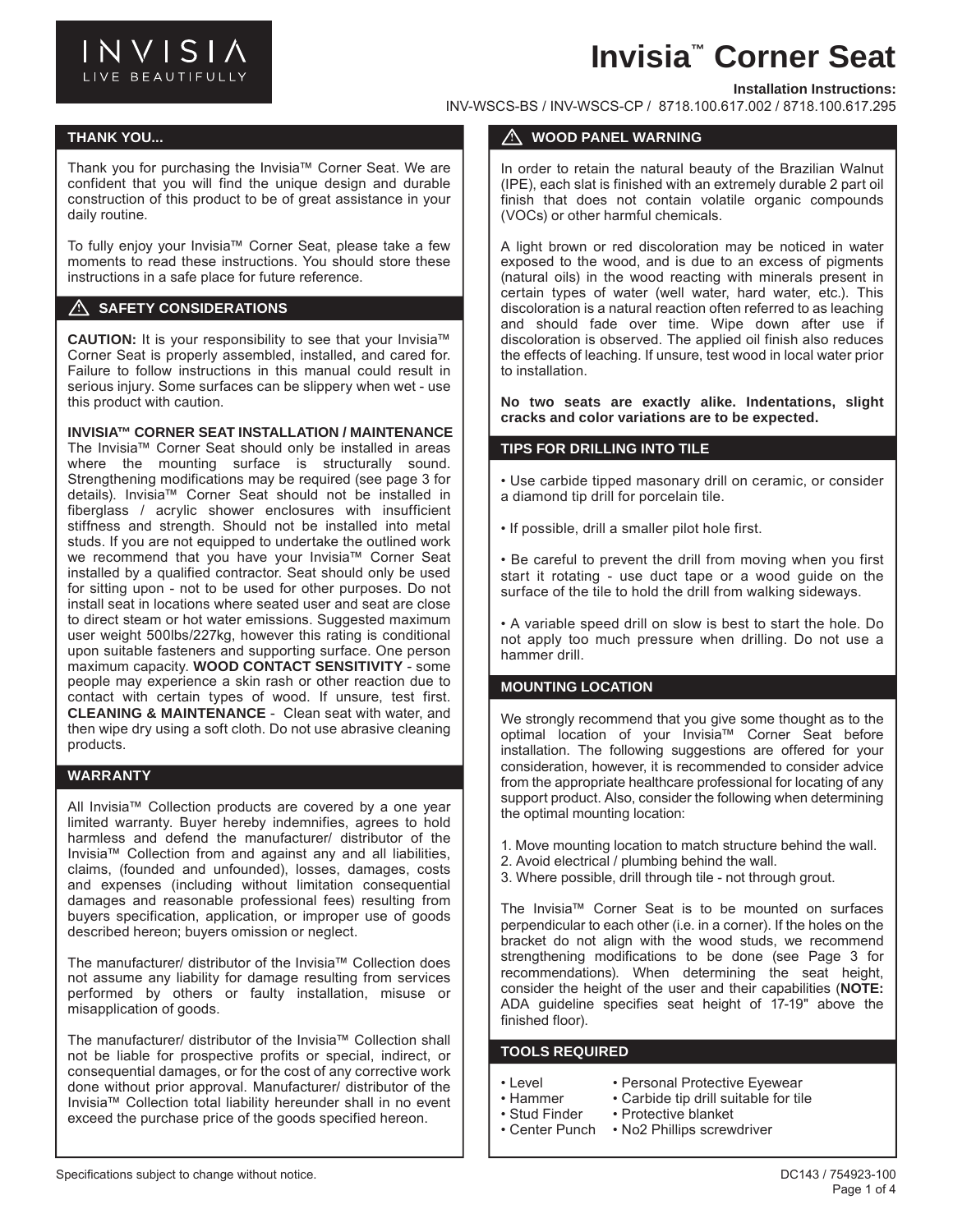INVISIA
LIVE BEAUTIFULLY

# Invisia™ Corner Seat

**Installation Instructions:**
INV-WSCS-BS / INV-WSCS-CP / 8718.100.617.002 / 8718.100.617.295

## THANK YOU...

Thank you for purchasing the Invisia™ Corner Seat. We are confident that you will find the unique design and durable construction of this product to be of great assistance in your daily routine.

To fully enjoy your Invisia™ Corner Seat, please take a few moments to read these instructions. You should store these instructions in a safe place for future reference.

## ⚠ SAFETY CONSIDERATIONS

**CAUTION:** It is your responsibility to see that your Invisia™ Corner Seat is properly assembled, installed, and cared for. Failure to follow instructions in this manual could result in serious injury. Some surfaces can be slippery when wet - use this product with caution.

**INVISIA™ CORNER SEAT INSTALLATION / MAINTENANCE**
The Invisia™ Corner Seat should only be installed in areas where the mounting surface is structurally sound. Strengthening modifications may be required (see page 3 for details). Invisia™ Corner Seat should not be installed in fiberglass / acrylic shower enclosures with insufficient stiffness and strength. Should not be installed into metal studs. If you are not equipped to undertake the outlined work we recommend that you have your Invisia™ Corner Seat installed by a qualified contractor. Seat should only be used for sitting upon - not to be used for other purposes. Do not install seat in locations where seated user and seat are close to direct steam or hot water emissions. Suggested maximum user weight 500lbs/227kg, however this rating is conditional upon suitable fasteners and supporting surface. One person maximum capacity. **WOOD CONTACT SENSITIVITY** - some people may experience a skin rash or other reaction due to contact with certain types of wood. If unsure, test first. **CLEANING & MAINTENANCE** - Clean seat with water, and then wipe dry using a soft cloth. Do not use abrasive cleaning products.

## WARRANTY

All Invisia™ Collection products are covered by a one year limited warranty. Buyer hereby indemnifies, agrees to hold harmless and defend the manufacturer/ distributor of the Invisia™ Collection from and against any and all liabilities, claims, (founded and unfounded), losses, damages, costs and expenses (including without limitation consequential damages and reasonable professional fees) resulting from buyers specification, application, or improper use of goods described hereon; buyers omission or neglect.

The manufacturer/ distributor of the Invisia™ Collection does not assume any liability for damage resulting from services performed by others or faulty installation, misuse or misapplication of goods.

The manufacturer/ distributor of the Invisia™ Collection shall not be liable for prospective profits or special, indirect, or consequential damages, or for the cost of any corrective work done without prior approval. Manufacturer/ distributor of the Invisia™ Collection total liability hereunder shall in no event exceed the purchase price of the goods specified hereon.

## ⚠ WOOD PANEL WARNING

In order to retain the natural beauty of the Brazilian Walnut (IPE), each slat is finished with an extremely durable 2 part oil finish that does not contain volatile organic compounds (VOCs) or other harmful chemicals.

A light brown or red discoloration may be noticed in water exposed to the wood, and is due to an excess of pigments (natural oils) in the wood reacting with minerals present in certain types of water (well water, hard water, etc.). This discoloration is a natural reaction often referred to as leaching and should fade over time. Wipe down after use if discoloration is observed. The applied oil finish also reduces the effects of leaching. If unsure, test wood in local water prior to installation.

**No two seats are exactly alike. Indentations, slight cracks and color variations are to be expected.**

## TIPS FOR DRILLING INTO TILE

• Use carbide tipped masonary drill on ceramic, or consider a diamond tip drill for porcelain tile.

• If possible, drill a smaller pilot hole first.

• Be careful to prevent the drill from moving when you first start it rotating - use duct tape or a wood guide on the surface of the tile to hold the drill from walking sideways.

• A variable speed drill on slow is best to start the hole. Do not apply too much pressure when drilling. Do not use a hammer drill.

## MOUNTING LOCATION

We strongly recommend that you give some thought as to the optimal location of your Invisia™ Corner Seat before installation. The following suggestions are offered for your consideration, however, it is recommended to consider advice from the appropriate healthcare professional for locating of any support product. Also, consider the following when determining the optimal mounting location:

1. Move mounting location to match structure behind the wall.
2. Avoid electrical / plumbing behind the wall.
3. Where possible, drill through tile - not through grout.

The Invisia™ Corner Seat is to be mounted on surfaces perpendicular to each other (i.e. in a corner). If the holes on the bracket do not align with the wood studs, we recommend strengthening modifications to be done (see Page 3 for recommendations). When determining the seat height, consider the height of the user and their capabilities (**NOTE:** ADA guideline specifies seat height of 17-19" above the finished floor).

## TOOLS REQUIRED

- Level
- Hammer
- Stud Finder
- Center Punch
- Personal Protective Eyewear
- Carbide tip drill suitable for tile
- Protective blanket
- No2 Phillips screwdriver

Specifications subject to change without notice.

DC143 / 754923-100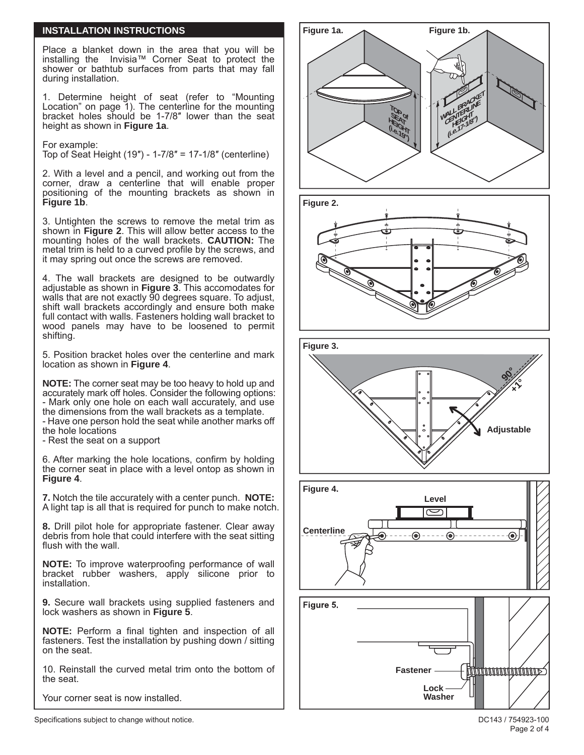## INSTALLATION INSTRUCTIONS

Place a blanket down in the area that you will be installing the Invisia™ Corner Seat to protect the shower or bathtub surfaces from parts that may fall during installation.

1. Determine height of seat (refer to “Mounting Location” on page 1). The centerline for the mounting bracket holes should be 1-7/8″ lower than the seat height as shown in **Figure 1a**.

For example:
Top of Seat Height (19″) - 1-7/8″ = 17-1/8″ (centerline)

2. With a level and a pencil, and working out from the corner, draw a centerline that will enable proper positioning of the mounting brackets as shown in **Figure 1b**.

3. Untighten the screws to remove the metal trim as shown in **Figure 2**. This will allow better access to the mounting holes of the wall brackets. **CAUTION:** The metal trim is held to a curved profile by the screws, and it may spring out once the screws are removed.

4. The wall brackets are designed to be outwardly adjustable as shown in **Figure 3**. This accomodates for walls that are not exactly 90 degrees square. To adjust, shift wall brackets accordingly and ensure both make full contact with walls. Fasteners holding wall bracket to wood panels may have to be loosened to permit shifting.

5. Position bracket holes over the centerline and mark location as shown in **Figure 4**.

**NOTE:** The corner seat may be too heavy to hold up and accurately mark off holes. Consider the following options:
- Mark only one hole on each wall accurately, and use the dimensions from the wall brackets as a template.
- Have one person hold the seat while another marks off the hole locations
- Rest the seat on a support

6. After marking the hole locations, confirm by holding the corner seat in place with a level ontop as shown in **Figure 4**.

**7.** Notch the tile accurately with a center punch. **NOTE:** A light tap is all that is required for punch to make notch.

**8.** Drill pilot hole for appropriate fastener. Clear away debris from hole that could interfere with the seat sitting flush with the wall.

**NOTE:** To improve waterproofing performance of wall bracket rubber washers, apply silicone prior to installation.

**9.** Secure wall brackets using supplied fasteners and lock washers as shown in **Figure 5**.

**NOTE:** Perform a final tighten and inspection of all fasteners. Test the installation by pushing down / sitting on the seat.

10. Reinstall the curved metal trim onto the bottom of the seat.

Your corner seat is now installed.

**Figure 1a.** TOP of SEAT HEIGHT (i.e.19")

**Figure 1b.** WALL BRACKET CENTERLINE HEIGHT (i.e.17-1/8")

**Figure 2.**

**Figure 3.** 90° +1° Adjustable

**Figure 4.** Level Centerline

**Figure 5.** Fastener Lock Washer

Specifications subject to change without notice.

DC143 / 754923-100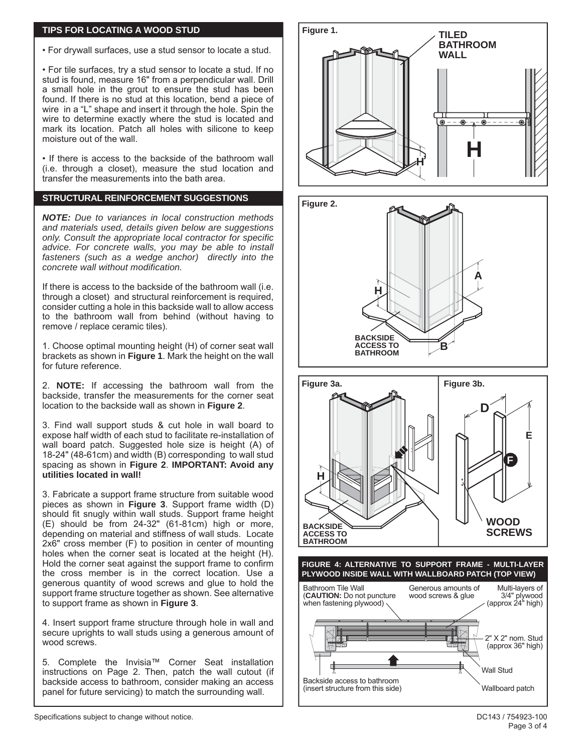## TIPS FOR LOCATING A WOOD STUD

- For drywall surfaces, use a stud sensor to locate a stud.
- For tile surfaces, try a stud sensor to locate a stud. If no stud is found, measure 16" from a perpendicular wall. Drill a small hole in the grout to ensure the stud has been found. If there is no stud at this location, bend a piece of wire in a "L" shape and insert it through the hole. Spin the wire to determine exactly where the stud is located and mark its location. Patch all holes with silicone to keep moisture out of the wall.
- If there is access to the backside of the bathroom wall (i.e. through a closet), measure the stud location and transfer the measurements into the bath area.

## STRUCTURAL REINFORCEMENT SUGGESTIONS

***NOTE:*** *Due to variances in local construction methods and materials used, details given below are suggestions only. Consult the appropriate local contractor for specific advice. For concrete walls, you may be able to install fasteners (such as a wedge anchor) directly into the concrete wall without modification.*

If there is access to the backside of the bathroom wall (i.e. through a closet) and structural reinforcement is required, consider cutting a hole in this backside wall to allow access to the bathroom wall from behind (without having to remove / replace ceramic tiles).

1. Choose optimal mounting height (H) of corner seat wall brackets as shown in **Figure 1**. Mark the height on the wall for future reference.

2. **NOTE:** If accessing the bathroom wall from the backside, transfer the measurements for the corner seat location to the backside wall as shown in **Figure 2**.

3. Find wall support studs & cut hole in wall board to expose half width of each stud to facilitate re-installation of wall board patch. Suggested hole size is height (A) of 18-24" (48-61cm) and width (B) corresponding to wall stud spacing as shown in **Figure 2**. **IMPORTANT: Avoid any utilities located in wall!**

3. Fabricate a support frame structure from suitable wood pieces as shown in **Figure 3**. Support frame width (D) should fit snugly within wall studs. Support frame height (E) should be from 24-32" (61-81cm) high or more, depending on material and stiffness of wall studs. Locate 2x6" cross member (F) to position in center of mounting holes when the corner seat is located at the height (H). Hold the corner seat against the support frame to confirm the cross member is in the correct location. Use a generous quantity of wood screws and glue to hold the support frame structure together as shown. See alternative to support frame as shown in **Figure 3**.

4. Insert support frame structure through hole in wall and secure uprights to wall studs using a generous amount of wood screws.

5. Complete the Invisia™ Corner Seat installation instructions on Page 2. Then, patch the wall cutout (if backside access to bathroom, consider making an access panel for future servicing) to match the surrounding wall.

**Figure 1.**

TILED BATHROOM WALL

H

**Figure 2.**

A

H

B

BACKSIDE ACCESS TO BATHROOM

**Figure 3a.**

H

BACKSIDE ACCESS TO BATHROOM

**Figure 3b.**

D

E

F

WOOD SCREWS

**FIGURE 4: ALTERNATIVE TO SUPPORT FRAME - MULTI-LAYER PLYWOOD INSIDE WALL WITH WALLBOARD PATCH (TOP VIEW)**

Bathroom Tile Wall (**CAUTION:** Do not puncture when fastening plywood)

Generous amounts of wood screws & glue

Multi-layers of 3/4" plywood (approx 24" high)

2" X 2" nom. Stud (approx 36" high)

Wall Stud

Backside access to bathroom (insert structure from this side)

Wallboard patch

Specifications subject to change without notice.

DC143 / 754923-100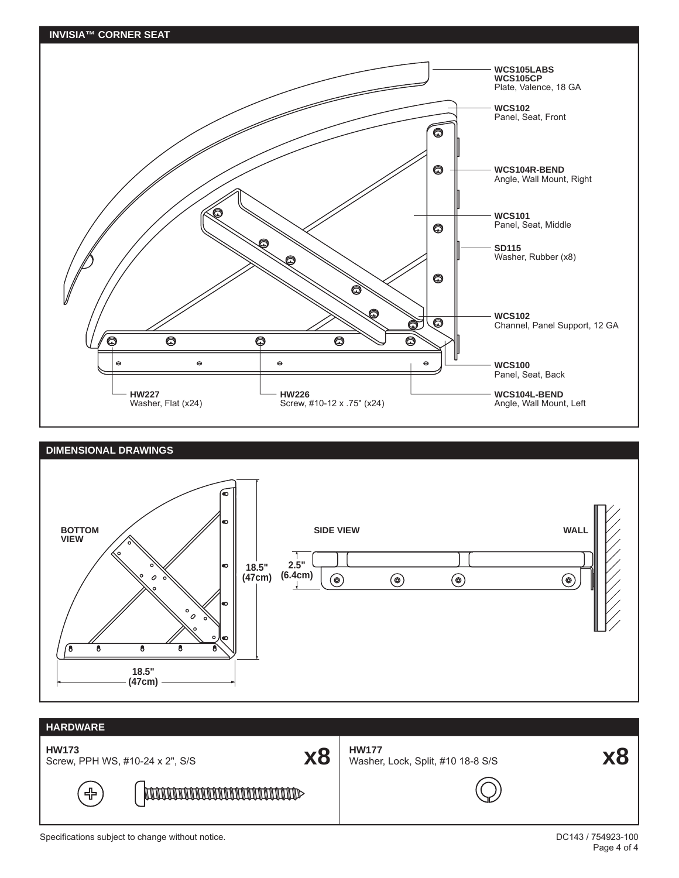## INVISIA™ CORNER SEAT

**WCS105LABS**
**WCS105CP**
Plate, Valence, 18 GA

**WCS102**
Panel, Seat, Front

**WCS104R-BEND**
Angle, Wall Mount, Right

**WCS101**
Panel, Seat, Middle

**SD115**
Washer, Rubber (x8)

**WCS102**
Channel, Panel Support, 12 GA

**WCS100**
Panel, Seat, Back

**HW227**
Washer, Flat (x24)

**HW226**
Screw, #10-12 x .75" (x24)

**WCS104L-BEND**
Angle, Wall Mount, Left

## DIMENSIONAL DRAWINGS

**BOTTOM VIEW**

18.5" (47cm)

18.5" (47cm)

**SIDE VIEW**

2.5" (6.4cm)

**WALL**

## HARDWARE

| | |
|---|---|
| **HW173** Screw, PPH WS, #10-24 x 2", S/S **x8** | **HW177** Washer, Lock, Split, #10 18-8 S/S **x8** |

Specifications subject to change without notice.

DC143 / 754923-100